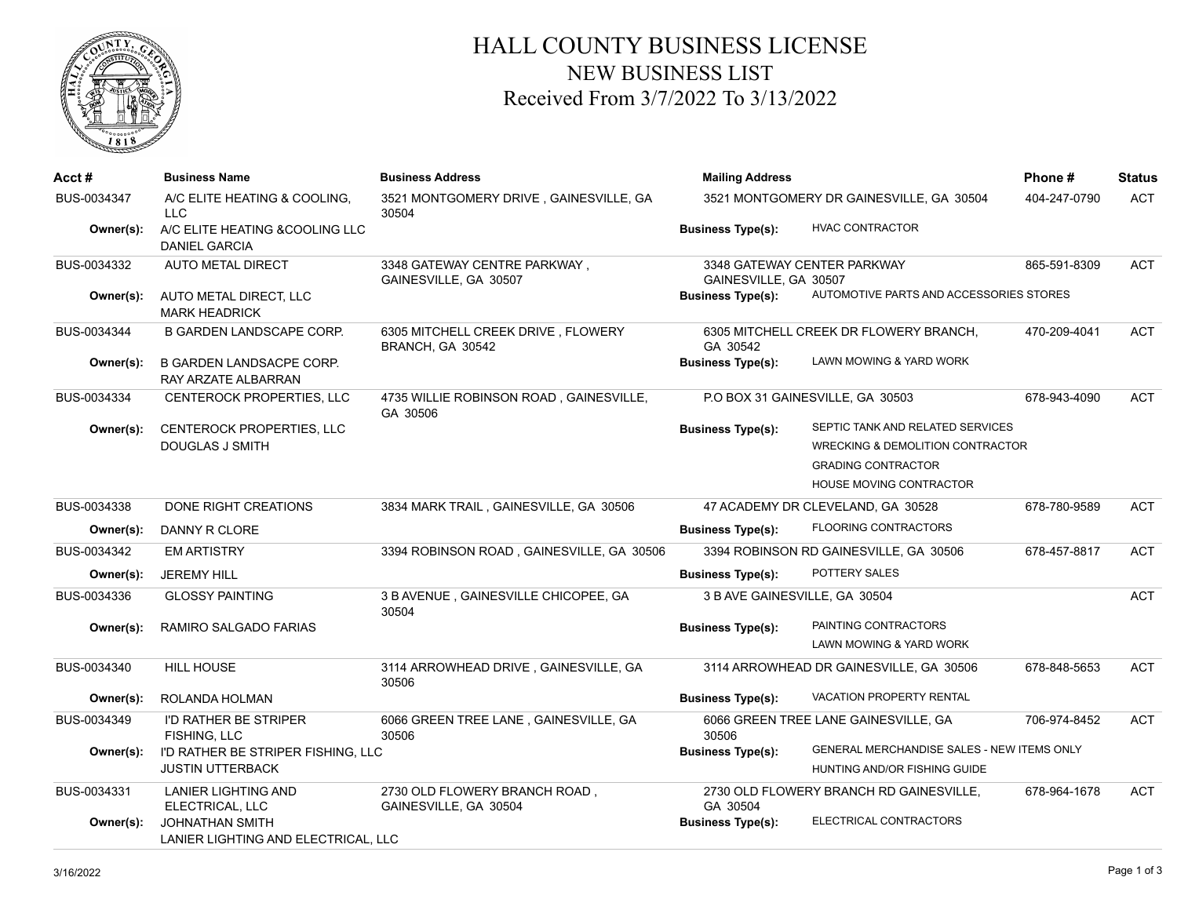# HALL COUNTY BUSINESS LICENSE

## NEW BUSINESS LIST

## Received From 3/7/2022 To 3/13/2022

| Acct # | Business Name | Business Address | Mailing Address | Business Type(s) | Phone # | Status |
|---|---|---|---|---|---|---|
| BUS-0034347 | A/C ELITE HEATING & COOLING, LLC<br>Owner(s): A/C ELITE HEATING &COOLING LLC; DANIEL GARCIA | 3521 MONTGOMERY DRIVE , GAINESVILLE, GA 30504 | 3521 MONTGOMERY DR GAINESVILLE, GA 30504 | HVAC CONTRACTOR | 404-247-0790 | ACT |
| BUS-0034332 | AUTO METAL DIRECT<br>Owner(s): AUTO METAL DIRECT, LLC; MARK HEADRICK | 3348 GATEWAY CENTRE PARKWAY , GAINESVILLE, GA 30507 | 3348 GATEWAY CENTER PARKWAY GAINESVILLE, GA 30507 | AUTOMOTIVE PARTS AND ACCESSORIES STORES | 865-591-8309 | ACT |
| BUS-0034344 | B GARDEN LANDSCAPE CORP.<br>Owner(s): B GARDEN LANDSACPE CORP.; RAY ARZATE ALBARRAN | 6305 MITCHELL CREEK DRIVE , FLOWERY BRANCH, GA 30542 | 6305 MITCHELL CREEK DR FLOWERY BRANCH, GA 30542 | LAWN MOWING & YARD WORK | 470-209-4041 | ACT |
| BUS-0034334 | CENTEROCK PROPERTIES, LLC<br>Owner(s): CENTEROCK PROPERTIES, LLC; DOUGLAS J SMITH | 4735 WILLIE ROBINSON ROAD , GAINESVILLE, GA 30506 | P.O BOX 31 GAINESVILLE, GA 30503 | SEPTIC TANK AND RELATED SERVICES; WRECKING & DEMOLITION CONTRACTOR; GRADING CONTRACTOR; HOUSE MOVING CONTRACTOR | 678-943-4090 | ACT |
| BUS-0034338 | DONE RIGHT CREATIONS<br>Owner(s): DANNY R CLORE | 3834 MARK TRAIL , GAINESVILLE, GA 30506 | 47 ACADEMY DR CLEVELAND, GA 30528 | FLOORING CONTRACTORS | 678-780-9589 | ACT |
| BUS-0034342 | EM ARTISTRY<br>Owner(s): JEREMY HILL | 3394 ROBINSON ROAD , GAINESVILLE, GA 30506 | 3394 ROBINSON RD GAINESVILLE, GA 30506 | POTTERY SALES | 678-457-8817 | ACT |
| BUS-0034336 | GLOSSY PAINTING<br>Owner(s): RAMIRO SALGADO FARIAS | 3 B AVENUE , GAINESVILLE CHICOPEE, GA 30504 | 3 B AVE GAINESVILLE, GA 30504 | PAINTING CONTRACTORS; LAWN MOWING & YARD WORK | | ACT |
| BUS-0034340 | HILL HOUSE<br>Owner(s): ROLANDA HOLMAN | 3114 ARROWHEAD DRIVE , GAINESVILLE, GA 30506 | 3114 ARROWHEAD DR GAINESVILLE, GA 30506 | VACATION PROPERTY RENTAL | 678-848-5653 | ACT |
| BUS-0034349 | I'D RATHER BE STRIPER FISHING, LLC<br>Owner(s): I'D RATHER BE STRIPER FISHING, LLC; JUSTIN UTTERBACK | 6066 GREEN TREE LANE , GAINESVILLE, GA 30506 | 6066 GREEN TREE LANE GAINESVILLE, GA 30506 | GENERAL MERCHANDISE SALES - NEW ITEMS ONLY; HUNTING AND/OR FISHING GUIDE | 706-974-8452 | ACT |
| BUS-0034331 | LANIER LIGHTING AND ELECTRICAL, LLC<br>Owner(s): JOHNATHAN SMITH; LANIER LIGHTING AND ELECTRICAL, LLC | 2730 OLD FLOWERY BRANCH ROAD , GAINESVILLE, GA 30504 | 2730 OLD FLOWERY BRANCH RD GAINESVILLE, GA 30504 | ELECTRICAL CONTRACTORS | 678-964-1678 | ACT |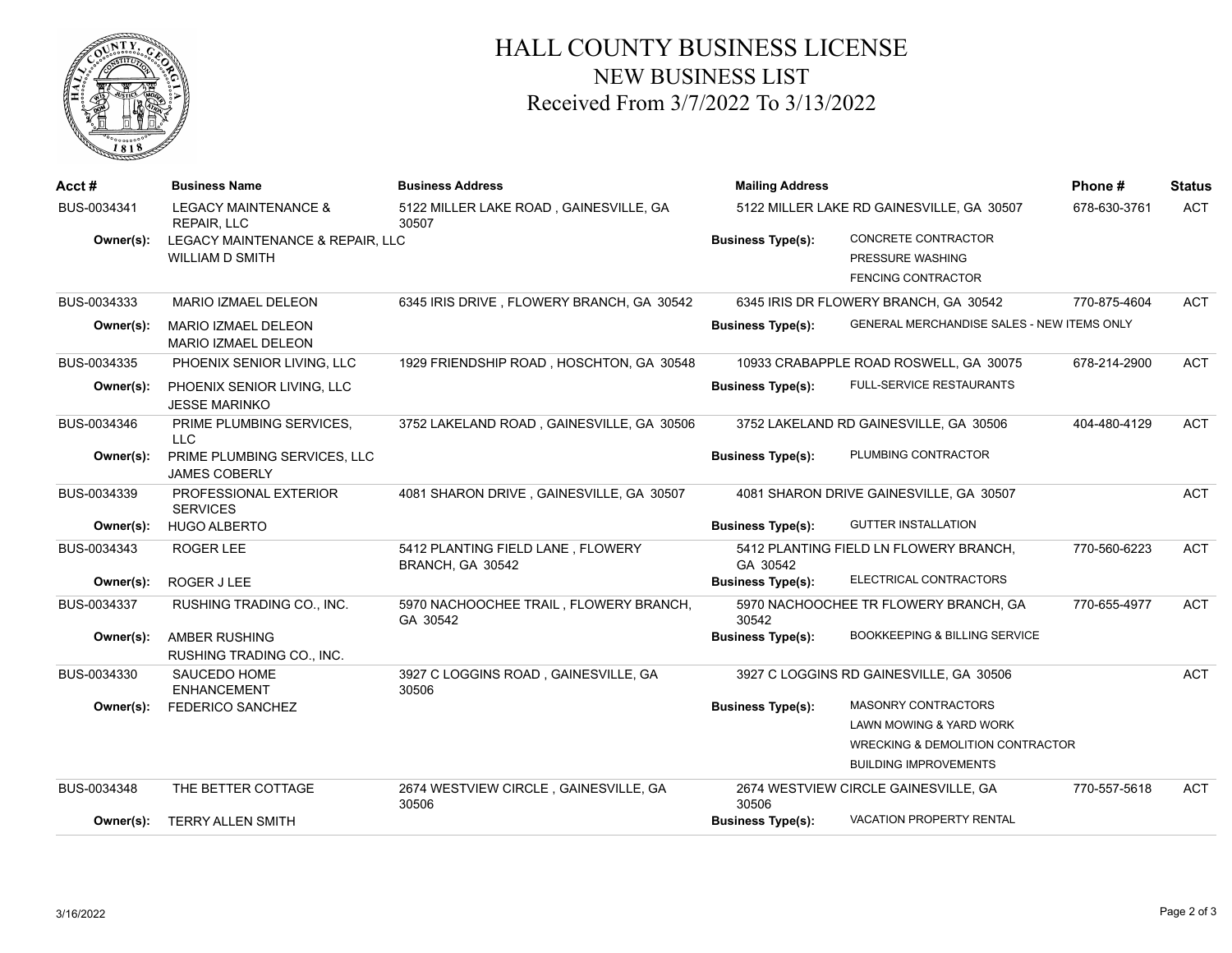# HALL COUNTY BUSINESS LICENSE
## NEW BUSINESS LIST
## Received From 3/7/2022 To 3/13/2022

| Acct # | Business Name | Business Address | Mailing Address | Phone # | Status |
|---|---|---|---|---|---|
| BUS-0034341 | LEGACY MAINTENANCE & REPAIR, LLC | 5122 MILLER LAKE ROAD , GAINESVILLE, GA 30507 | 5122 MILLER LAKE RD GAINESVILLE, GA 30507 | 678-630-3761 | ACT |
| Owner(s): | LEGACY MAINTENANCE & REPAIR, LLC<br>WILLIAM D SMITH | | Business Type(s): CONCRETE CONTRACTOR<br>PRESSURE WASHING<br>FENCING CONTRACTOR | | |
| BUS-0034333 | MARIO IZMAEL DELEON | 6345 IRIS DRIVE , FLOWERY BRANCH, GA 30542 | 6345 IRIS DR FLOWERY BRANCH, GA 30542 | 770-875-4604 | ACT |
| Owner(s): | MARIO IZMAEL DELEON<br>MARIO IZMAEL DELEON | | Business Type(s): GENERAL MERCHANDISE SALES - NEW ITEMS ONLY | | |
| BUS-0034335 | PHOENIX SENIOR LIVING, LLC | 1929 FRIENDSHIP ROAD , HOSCHTON, GA 30548 | 10933 CRABAPPLE ROAD ROSWELL, GA 30075 | 678-214-2900 | ACT |
| Owner(s): | PHOENIX SENIOR LIVING, LLC<br>JESSE MARINKO | | Business Type(s): FULL-SERVICE RESTAURANTS | | |
| BUS-0034346 | PRIME PLUMBING SERVICES, LLC | 3752 LAKELAND ROAD , GAINESVILLE, GA 30506 | 3752 LAKELAND RD GAINESVILLE, GA 30506 | 404-480-4129 | ACT |
| Owner(s): | PRIME PLUMBING SERVICES, LLC<br>JAMES COBERLY | | Business Type(s): PLUMBING CONTRACTOR | | |
| BUS-0034339 | PROFESSIONAL EXTERIOR SERVICES | 4081 SHARON DRIVE , GAINESVILLE, GA 30507 | 4081 SHARON DRIVE GAINESVILLE, GA 30507 | | ACT |
| Owner(s): | HUGO ALBERTO | | Business Type(s): GUTTER INSTALLATION | | |
| BUS-0034343 | ROGER LEE | 5412 PLANTING FIELD LANE , FLOWERY BRANCH, GA 30542 | 5412 PLANTING FIELD LN FLOWERY BRANCH, GA 30542 | 770-560-6223 | ACT |
| Owner(s): | ROGER J LEE | | Business Type(s): ELECTRICAL CONTRACTORS | | |
| BUS-0034337 | RUSHING TRADING CO., INC. | 5970 NACHOOCHEE TRAIL , FLOWERY BRANCH, GA 30542 | 5970 NACHOOCHEE TR FLOWERY BRANCH, GA 30542 | 770-655-4977 | ACT |
| Owner(s): | AMBER RUSHING<br>RUSHING TRADING CO., INC. | | Business Type(s): BOOKKEEPING & BILLING SERVICE | | |
| BUS-0034330 | SAUCEDO HOME ENHANCEMENT | 3927 C LOGGINS ROAD , GAINESVILLE, GA 30506 | 3927 C LOGGINS RD GAINESVILLE, GA 30506 | | ACT |
| Owner(s): | FEDERICO SANCHEZ | | Business Type(s): MASONRY CONTRACTORS<br>LAWN MOWING & YARD WORK<br>WRECKING & DEMOLITION CONTRACTOR<br>BUILDING IMPROVEMENTS | | |
| BUS-0034348 | THE BETTER COTTAGE | 2674 WESTVIEW CIRCLE , GAINESVILLE, GA 30506 | 2674 WESTVIEW CIRCLE GAINESVILLE, GA 30506 | 770-557-5618 | ACT |
| Owner(s): | TERRY ALLEN SMITH | | Business Type(s): VACATION PROPERTY RENTAL | | |

3/16/2022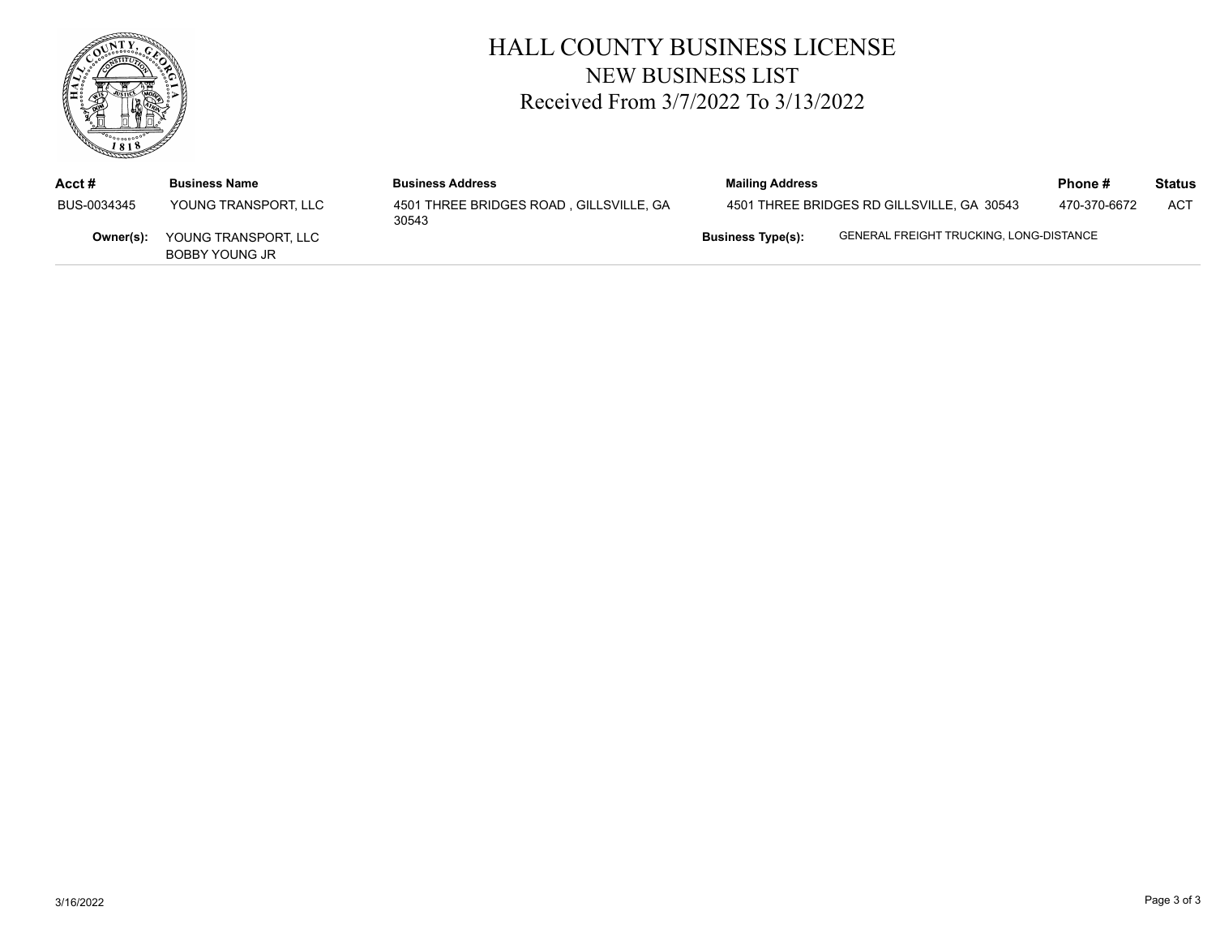# HALL COUNTY BUSINESS LICENSE

## NEW BUSINESS LIST

## Received From 3/7/2022 To 3/13/2022

| Acct # | Business Name | Business Address | Mailing Address | Phone # | Status |
|---|---|---|---|---|---|
| BUS-0034345 | YOUNG TRANSPORT, LLC | 4501 THREE BRIDGES ROAD , GILLSVILLE, GA 30543 | 4501 THREE BRIDGES RD GILLSVILLE, GA 30543 | 470-370-6672 | ACT |

**Owner(s):** YOUNG TRANSPORT, LLC
BOBBY YOUNG JR

**Business Type(s):** GENERAL FREIGHT TRUCKING, LONG-DISTANCE

3/16/2022